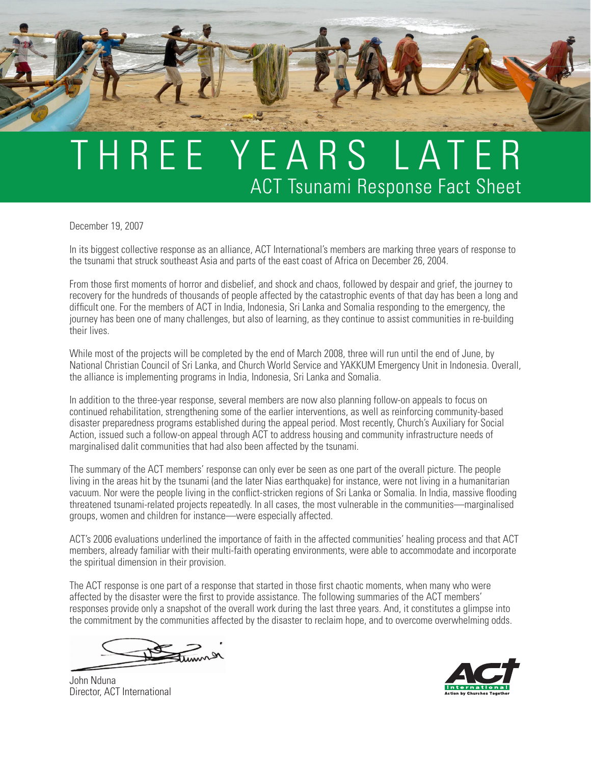# THREE YEARS LATER

## ACT Tsunami Response Fact Sheet

December 19, 2007

In its biggest collective response as an alliance, ACT International's members are marking three years of response to the tsunami that struck southeast Asia and parts of the east coast of Africa on December 26, 2004.

From those first moments of horror and disbelief, and shock and chaos, followed by despair and grief, the journey to recovery for the hundreds of thousands of people affected by the catastrophic events of that day has been a long and difficult one. For the members of ACT in India, Indonesia, Sri Lanka and Somalia responding to the emergency, the journey has been one of many challenges, but also of learning, as they continue to assist communities in re-building their lives.

While most of the projects will be completed by the end of March 2008, three will run until the end of June, by National Christian Council of Sri Lanka, and Church World Service and YAKKUM Emergency Unit in Indonesia. Overall, the alliance is implementing programs in India, Indonesia, Sri Lanka and Somalia.

In addition to the three-year response, several members are now also planning follow-on appeals to focus on continued rehabilitation, strengthening some of the earlier interventions, as well as reinforcing community-based disaster preparedness programs established during the appeal period. Most recently, Church's Auxiliary for Social Action, issued such a follow-on appeal through ACT to address housing and community infrastructure needs of marginalised dalit communities that had also been affected by the tsunami.

The summary of the ACT members' response can only ever be seen as one part of the overall picture. The people living in the areas hit by the tsunami (and the later Nias earthquake) for instance, were not living in a humanitarian vacuum. Nor were the people living in the conflict-stricken regions of Sri Lanka or Somalia. In India, massive flooding threatened tsunami-related projects repeatedly. In all cases, the most vulnerable in the communities—marginalised groups, women and children for instance—were especially affected.

ACT's 2006 evaluations underlined the importance of faith in the affected communities' healing process and that ACT members, already familiar with their multi-faith operating environments, were able to accommodate and incorporate the spiritual dimension in their provision.

The ACT response is one part of a response that started in those first chaotic moments, when many who were affected by the disaster were the first to provide assistance. The following summaries of the ACT members' responses provide only a snapshot of the overall work during the last three years. And, it constitutes a glimpse into the commitment by the communities affected by the disaster to reclaim hope, and to overcome overwhelming odds.

John Nduna
Director, ACT International

ACT International
Action by Churches Together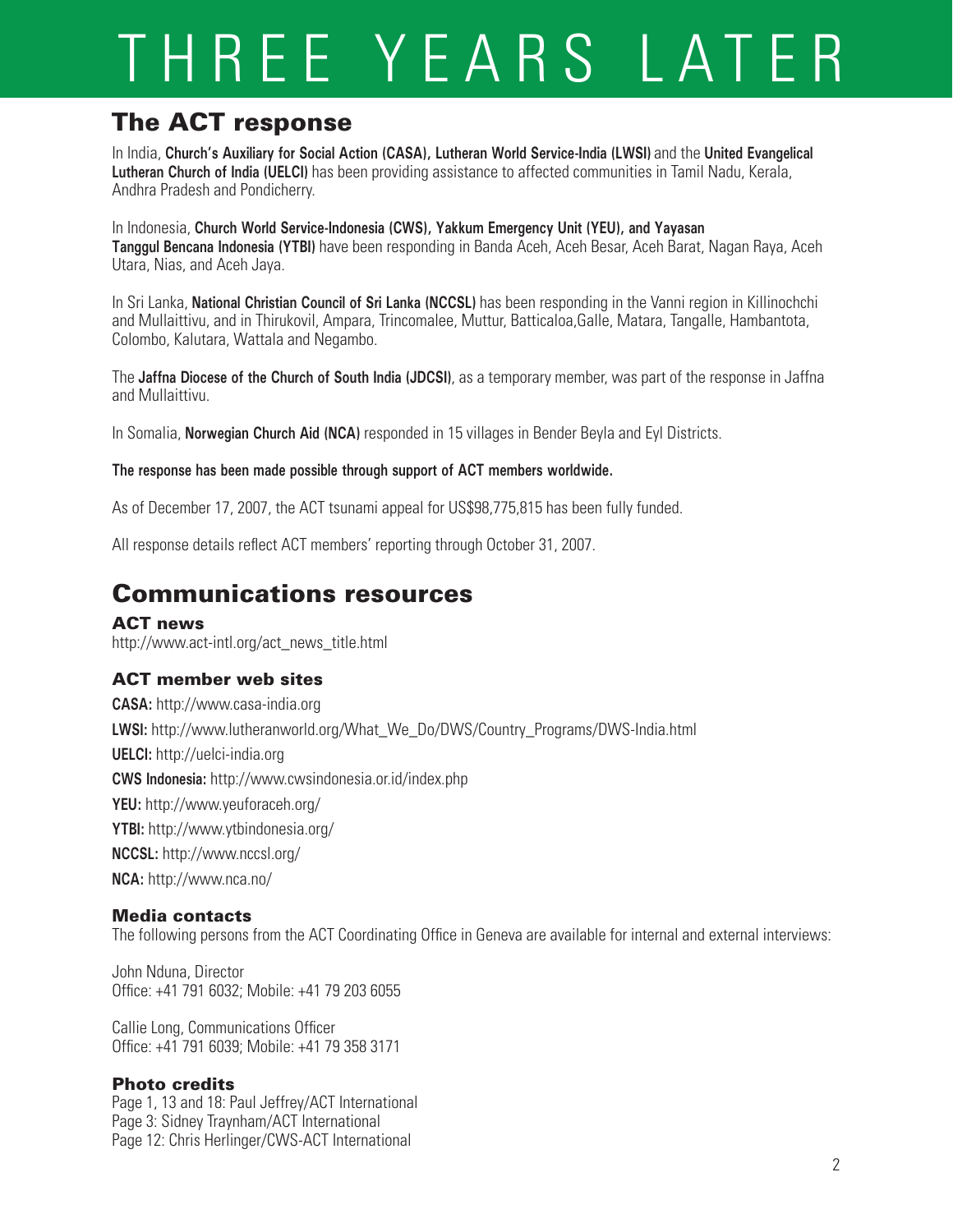# THREE YEARS LATER

## The ACT response

In India, **Church's Auxiliary for Social Action (CASA), Lutheran World Service-India (LWSI)** and the **United Evangelical Lutheran Church of India (UELCI)** has been providing assistance to affected communities in Tamil Nadu, Kerala, Andhra Pradesh and Pondicherry.

In Indonesia, **Church World Service-Indonesia (CWS), Yakkum Emergency Unit (YEU), and Yayasan Tanggul Bencana Indonesia (YTBI)** have been responding in Banda Aceh, Aceh Besar, Aceh Barat, Nagan Raya, Aceh Utara, Nias, and Aceh Jaya.

In Sri Lanka, **National Christian Council of Sri Lanka (NCCSL)** has been responding in the Vanni region in Killinochchi and Mullaittivu, and in Thirukovil, Ampara, Trincomalee, Muttur, Batticaloa,Galle, Matara, Tangalle, Hambantota, Colombo, Kalutara, Wattala and Negambo.

The **Jaffna Diocese of the Church of South India (JDCSI)**, as a temporary member, was part of the response in Jaffna and Mullaittivu.

In Somalia, **Norwegian Church Aid (NCA)** responded in 15 villages in Bender Beyla and Eyl Districts.

**The response has been made possible through support of ACT members worldwide.**

As of December 17, 2007, the ACT tsunami appeal for US$98,775,815 has been fully funded.

All response details reflect ACT members' reporting through October 31, 2007.

## Communications resources

### ACT news

http://www.act-intl.org/act_news_title.html

### ACT member web sites

**CASA:** http://www.casa-india.org

**LWSI:** http://www.lutheranworld.org/What_We_Do/DWS/Country_Programs/DWS-India.html

**UELCI:** http://uelci-india.org

**CWS Indonesia:** http://www.cwsindonesia.or.id/index.php

**YEU:** http://www.yeuforaceh.org/

**YTBI:** http://www.ytbindonesia.org/

**NCCSL:** http://www.nccsl.org/

**NCA:** http://www.nca.no/

### Media contacts

The following persons from the ACT Coordinating Office in Geneva are available for internal and external interviews:

John Nduna, Director
Office: +41 791 6032; Mobile: +41 79 203 6055

Callie Long, Communications Officer
Office: +41 791 6039; Mobile: +41 79 358 3171

### Photo credits

Page 1, 13 and 18: Paul Jeffrey/ACT International
Page 3: Sidney Traynham/ACT International
Page 12: Chris Herlinger/CWS-ACT International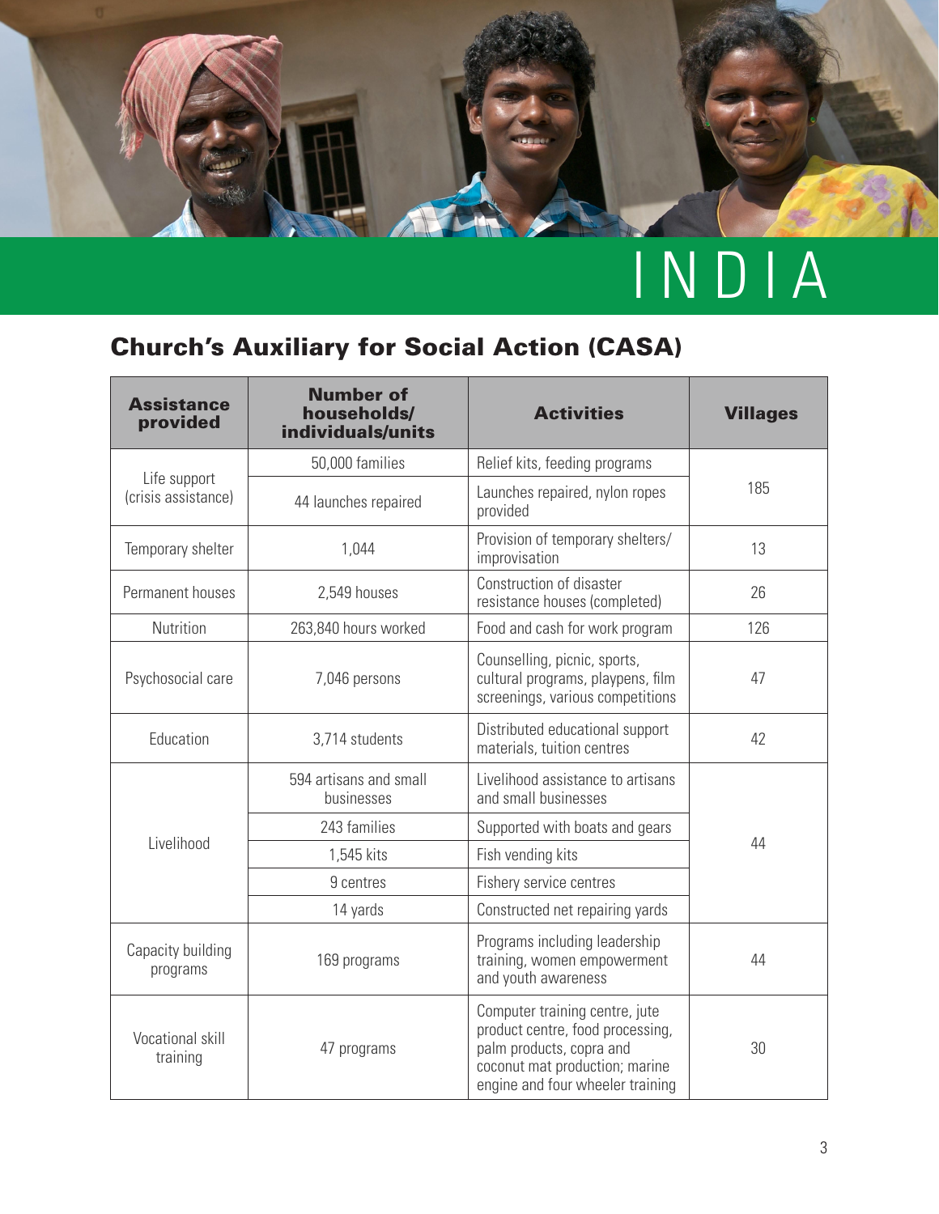# INDIA

## Church's Auxiliary for Social Action (CASA)

| Assistance provided | Number of households/ individuals/units | Activities | Villages |
|---|---|---|---|
| Life support (crisis assistance) | 50,000 families | Relief kits, feeding programs | 185 |
| | 44 launches repaired | Launches repaired, nylon ropes provided | |
| Temporary shelter | 1,044 | Provision of temporary shelters/ improvisation | 13 |
| Permanent houses | 2,549 houses | Construction of disaster resistance houses (completed) | 26 |
| Nutrition | 263,840 hours worked | Food and cash for work program | 126 |
| Psychosocial care | 7,046 persons | Counselling, picnic, sports, cultural programs, playpens, film screenings, various competitions | 47 |
| Education | 3,714 students | Distributed educational support materials, tuition centres | 42 |
| Livelihood | 594 artisans and small businesses | Livelihood assistance to artisans and small businesses | 44 |
| | 243 families | Supported with boats and gears | |
| | 1,545 kits | Fish vending kits | |
| | 9 centres | Fishery service centres | |
| | 14 yards | Constructed net repairing yards | |
| Capacity building programs | 169 programs | Programs including leadership training, women empowerment and youth awareness | 44 |
| Vocational skill training | 47 programs | Computer training centre, jute product centre, food processing, palm products, copra and coconut mat production; marine engine and four wheeler training | 30 |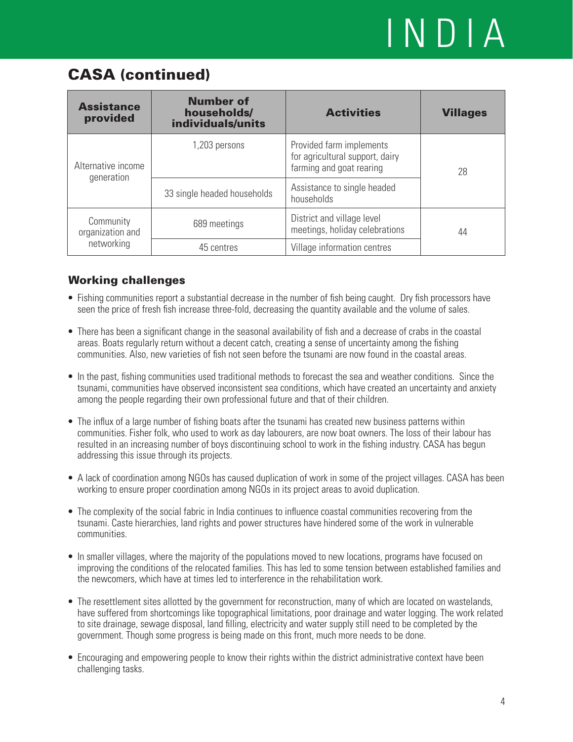# INDIA

## CASA (continued)

| Assistance provided | Number of households/ individuals/units | Activities | Villages |
|---|---|---|---|
| Alternative income generation | 1,203 persons | Provided farm implements for agricultural support, dairy farming and goat rearing | 28 |
| | 33 single headed households | Assistance to single headed households | |
| Community organization and networking | 689 meetings | District and village level meetings, holiday celebrations | 44 |
| | 45 centres | Village information centres | |

### Working challenges

- Fishing communities report a substantial decrease in the number of fish being caught. Dry fish processors have seen the price of fresh fish increase three-fold, decreasing the quantity available and the volume of sales.
- There has been a significant change in the seasonal availability of fish and a decrease of crabs in the coastal areas. Boats regularly return without a decent catch, creating a sense of uncertainty among the fishing communities. Also, new varieties of fish not seen before the tsunami are now found in the coastal areas.
- In the past, fishing communities used traditional methods to forecast the sea and weather conditions. Since the tsunami, communities have observed inconsistent sea conditions, which have created an uncertainty and anxiety among the people regarding their own professional future and that of their children.
- The influx of a large number of fishing boats after the tsunami has created new business patterns within communities. Fisher folk, who used to work as day labourers, are now boat owners. The loss of their labour has resulted in an increasing number of boys discontinuing school to work in the fishing industry. CASA has begun addressing this issue through its projects.
- A lack of coordination among NGOs has caused duplication of work in some of the project villages. CASA has been working to ensure proper coordination among NGOs in its project areas to avoid duplication.
- The complexity of the social fabric in India continues to influence coastal communities recovering from the tsunami. Caste hierarchies, land rights and power structures have hindered some of the work in vulnerable communities.
- In smaller villages, where the majority of the populations moved to new locations, programs have focused on improving the conditions of the relocated families. This has led to some tension between established families and the newcomers, which have at times led to interference in the rehabilitation work.
- The resettlement sites allotted by the government for reconstruction, many of which are located on wastelands, have suffered from shortcomings like topographical limitations, poor drainage and water logging. The work related to site drainage, sewage disposal, land filling, electricity and water supply still need to be completed by the government. Though some progress is being made on this front, much more needs to be done.
- Encouraging and empowering people to know their rights within the district administrative context have been challenging tasks.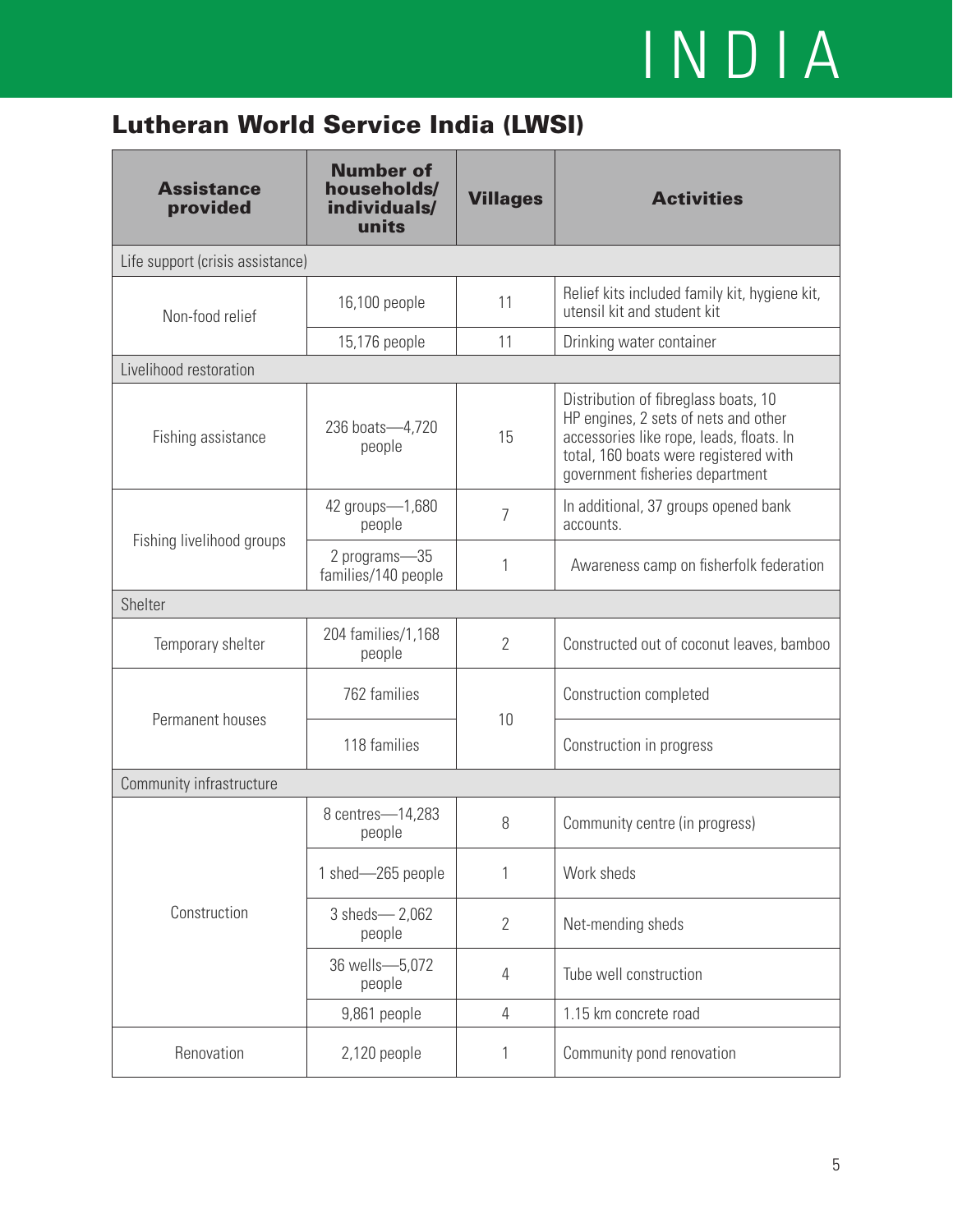# INDIA

## Lutheran World Service India (LWSI)

| Assistance provided | Number of households/ individuals/ units | Villages | Activities |
|---|---|---|---|
| Life support (crisis assistance) | | | |
| Non-food relief | 16,100 people | 11 | Relief kits included family kit, hygiene kit, utensil kit and student kit |
| | 15,176 people | 11 | Drinking water container |
| Livelihood restoration | | | |
| Fishing assistance | 236 boats—4,720 people | 15 | Distribution of fibreglass boats, 10 HP engines, 2 sets of nets and other accessories like rope, leads, floats. In total, 160 boats were registered with government fisheries department |
| Fishing livelihood groups | 42 groups—1,680 people | 7 | In additional, 37 groups opened bank accounts. |
| | 2 programs—35 families/140 people | 1 | Awareness camp on fisherfolk federation |
| Shelter | | | |
| Temporary shelter | 204 families/1,168 people | 2 | Constructed out of coconut leaves, bamboo |
| Permanent houses | 762 families | 10 | Construction completed |
| | 118 families | | Construction in progress |
| Community infrastructure | | | |
| Construction | 8 centres—14,283 people | 8 | Community centre (in progress) |
| | 1 shed—265 people | 1 | Work sheds |
| | 3 sheds— 2,062 people | 2 | Net-mending sheds |
| | 36 wells—5,072 people | 4 | Tube well construction |
| | 9,861 people | 4 | 1.15 km concrete road |
| Renovation | 2,120 people | 1 | Community pond renovation |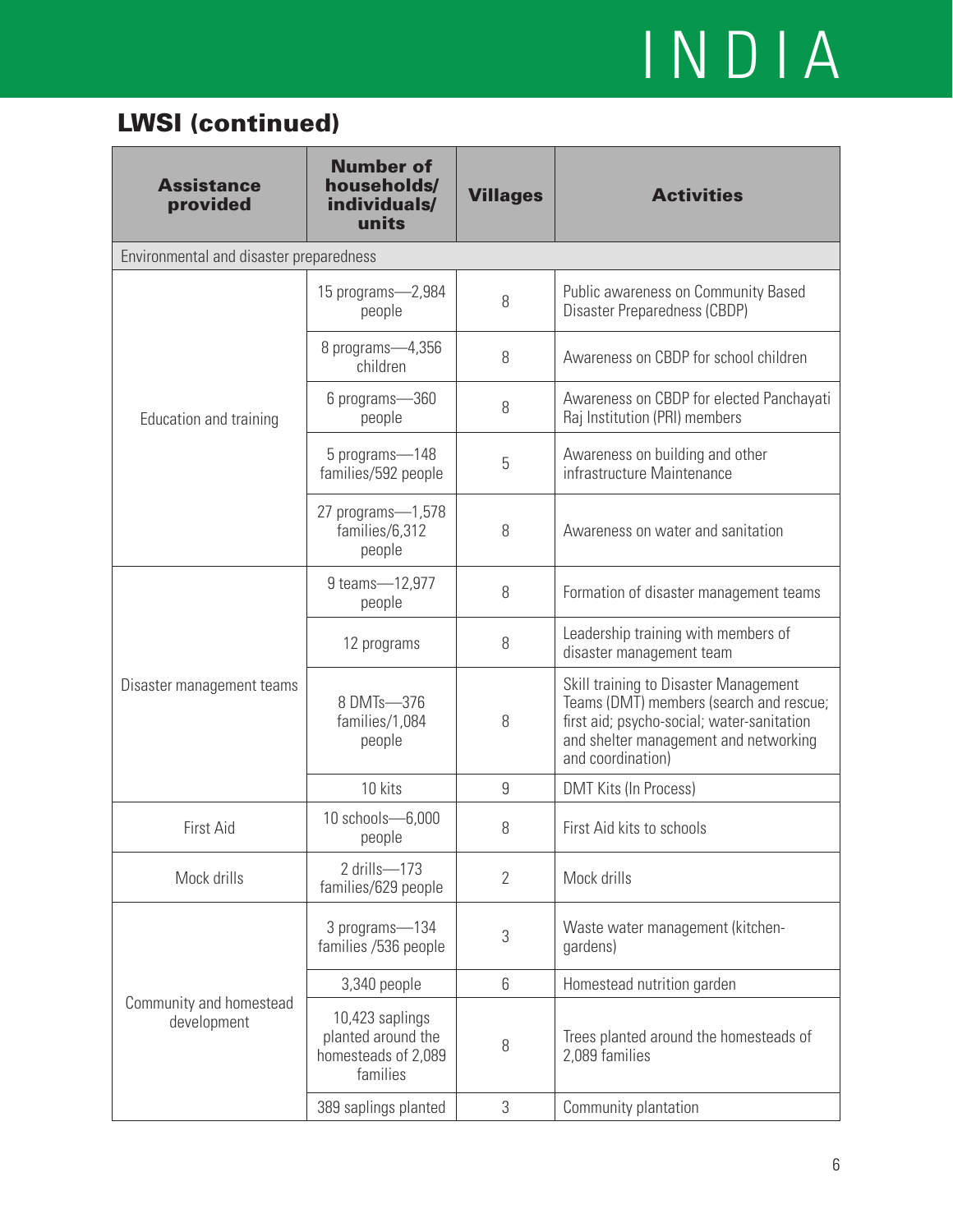## LWSI (continued)

| Assistance provided | Number of households/ individuals/ units | Villages | Activities |
|---|---|---|---|
| Environmental and disaster preparedness | | | |
| Education and training | 15 programs—2,984 people | 8 | Public awareness on Community Based Disaster Preparedness (CBDP) |
| | 8 programs—4,356 children | 8 | Awareness on CBDP for school children |
| | 6 programs—360 people | 8 | Awareness on CBDP for elected Panchayati Raj Institution (PRI) members |
| | 5 programs—148 families/592 people | 5 | Awareness on building and other infrastructure Maintenance |
| | 27 programs—1,578 families/6,312 people | 8 | Awareness on water and sanitation |
| Disaster management teams | 9 teams—12,977 people | 8 | Formation of disaster management teams |
| | 12 programs | 8 | Leadership training with members of disaster management team |
| | 8 DMTs—376 families/1,084 people | 8 | Skill training to Disaster Management Teams (DMT) members (search and rescue; first aid; psycho-social; water-sanitation and shelter management and networking and coordination) |
| | 10 kits | 9 | DMT Kits (In Process) |
| First Aid | 10 schools—6,000 people | 8 | First Aid kits to schools |
| Mock drills | 2 drills—173 families/629 people | 2 | Mock drills |
| Community and homestead development | 3 programs—134 families /536 people | 3 | Waste water management (kitchen-gardens) |
| | 3,340 people | 6 | Homestead nutrition garden |
| | 10,423 saplings planted around the homesteads of 2,089 families | 8 | Trees planted around the homesteads of 2,089 families |
| | 389 saplings planted | 3 | Community plantation |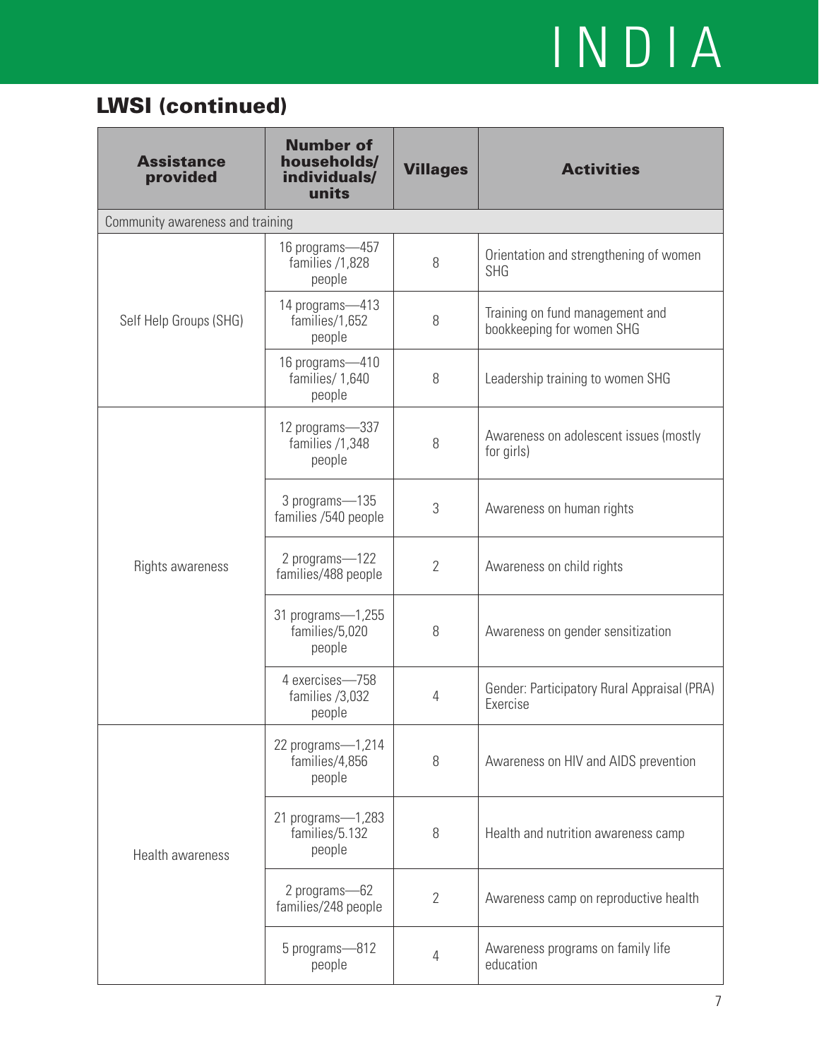## LWSI (continued)

| Assistance provided | Number of households/ individuals/ units | Villages | Activities |
|---|---|---|---|
| Community awareness and training | | | |
| Self Help Groups (SHG) | 16 programs—457 families /1,828 people | 8 | Orientation and strengthening of women SHG |
| | 14 programs—413 families/1,652 people | 8 | Training on fund management and bookkeeping for women SHG |
| | 16 programs—410 families/ 1,640 people | 8 | Leadership training to women SHG |
| Rights awareness | 12 programs—337 families /1,348 people | 8 | Awareness on adolescent issues (mostly for girls) |
| | 3 programs—135 families /540 people | 3 | Awareness on human rights |
| | 2 programs—122 families/488 people | 2 | Awareness on child rights |
| | 31 programs—1,255 families/5,020 people | 8 | Awareness on gender sensitization |
| | 4 exercises—758 families /3,032 people | 4 | Gender: Participatory Rural Appraisal (PRA) Exercise |
| Health awareness | 22 programs—1,214 families/4,856 people | 8 | Awareness on HIV and AIDS prevention |
| | 21 programs—1,283 families/5.132 people | 8 | Health and nutrition awareness camp |
| | 2 programs—62 families/248 people | 2 | Awareness camp on reproductive health |
| | 5 programs—812 people | 4 | Awareness programs on family life education |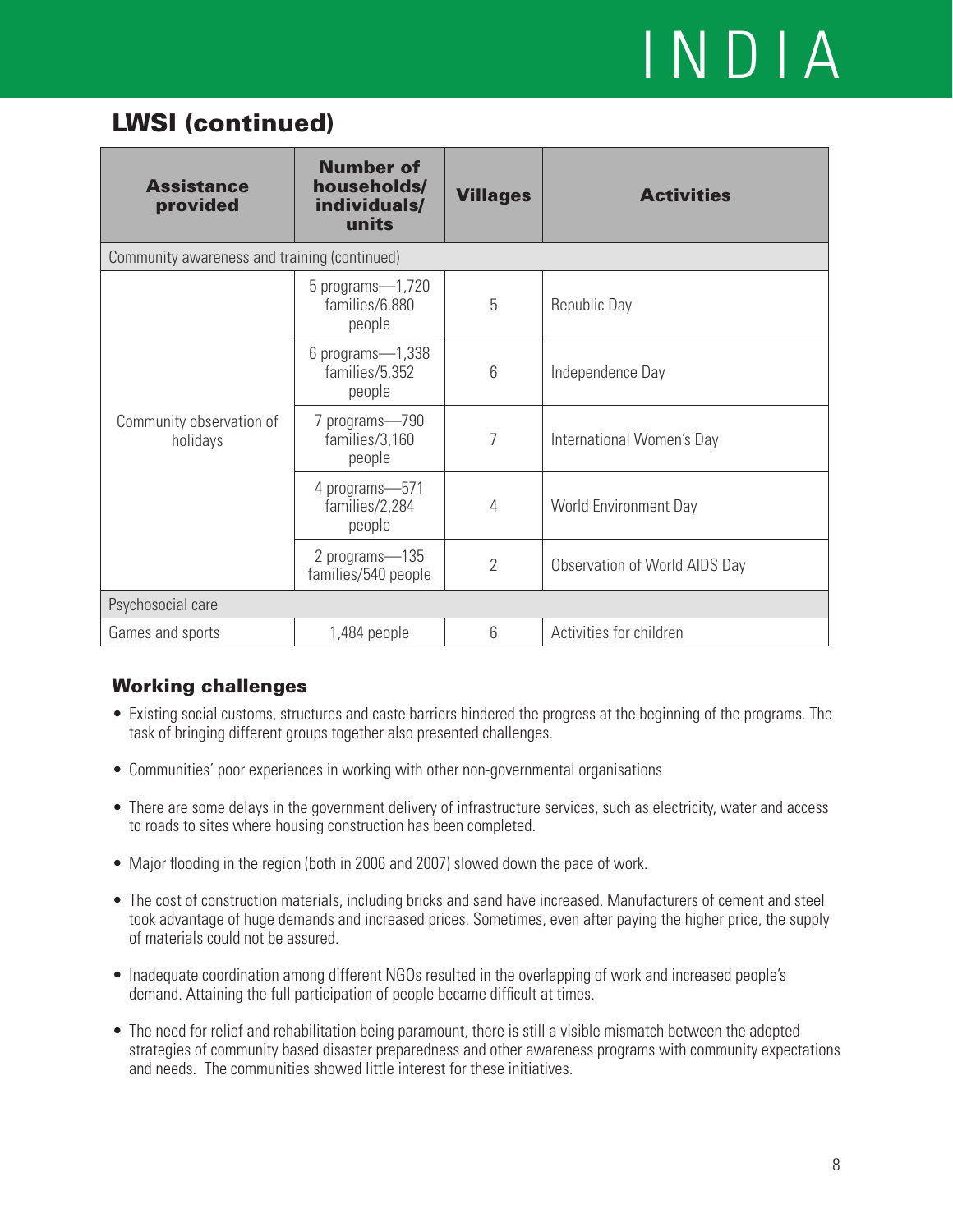# INDIA

## LWSI (continued)

| Assistance provided | Number of households/ individuals/ units | Villages | Activities |
|---|---|---|---|
| Community awareness and training (continued) | | | |
| Community observation of holidays | 5 programs—1,720 families/6.880 people | 5 | Republic Day |
| | 6 programs—1,338 families/5.352 people | 6 | Independence Day |
| | 7 programs—790 families/3,160 people | 7 | International Women's Day |
| | 4 programs—571 families/2,284 people | 4 | World Environment Day |
| | 2 programs—135 families/540 people | 2 | Observation of World AIDS Day |
| Psychosocial care | | | |
| Games and sports | 1,484 people | 6 | Activities for children |

### Working challenges

- Existing social customs, structures and caste barriers hindered the progress at the beginning of the programs. The task of bringing different groups together also presented challenges.
- Communities' poor experiences in working with other non-governmental organisations
- There are some delays in the government delivery of infrastructure services, such as electricity, water and access to roads to sites where housing construction has been completed.
- Major flooding in the region (both in 2006 and 2007) slowed down the pace of work.
- The cost of construction materials, including bricks and sand have increased. Manufacturers of cement and steel took advantage of huge demands and increased prices. Sometimes, even after paying the higher price, the supply of materials could not be assured.
- Inadequate coordination among different NGOs resulted in the overlapping of work and increased people's demand. Attaining the full participation of people became difficult at times.
- The need for relief and rehabilitation being paramount, there is still a visible mismatch between the adopted strategies of community based disaster preparedness and other awareness programs with community expectations and needs. The communities showed little interest for these initiatives.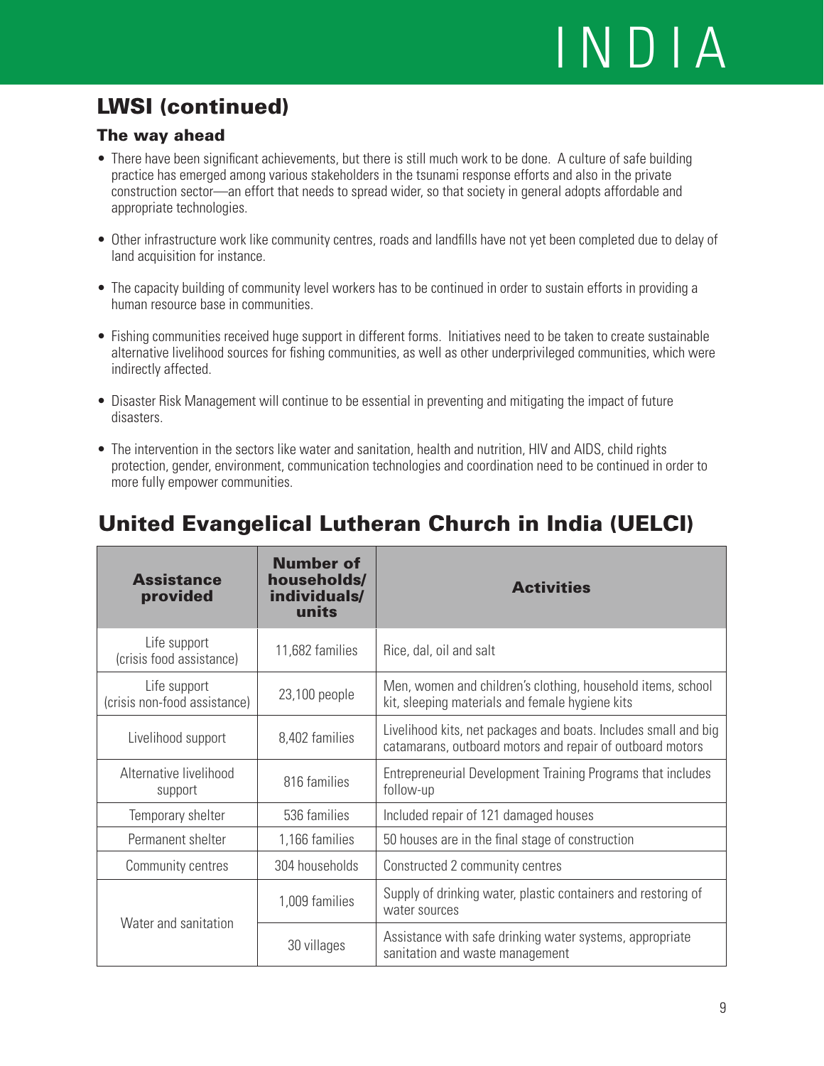## LWSI (continued)

### The way ahead

- There have been significant achievements, but there is still much work to be done. A culture of safe building practice has emerged among various stakeholders in the tsunami response efforts and also in the private construction sector—an effort that needs to spread wider, so that society in general adopts affordable and appropriate technologies.
- Other infrastructure work like community centres, roads and landfills have not yet been completed due to delay of land acquisition for instance.
- The capacity building of community level workers has to be continued in order to sustain efforts in providing a human resource base in communities.
- Fishing communities received huge support in different forms. Initiatives need to be taken to create sustainable alternative livelihood sources for fishing communities, as well as other underprivileged communities, which were indirectly affected.
- Disaster Risk Management will continue to be essential in preventing and mitigating the impact of future disasters.
- The intervention in the sectors like water and sanitation, health and nutrition, HIV and AIDS, child rights protection, gender, environment, communication technologies and coordination need to be continued in order to more fully empower communities.

## United Evangelical Lutheran Church in India (UELCI)

| Assistance provided | Number of households/ individuals/ units | Activities |
|---|---|---|
| Life support (crisis food assistance) | 11,682 families | Rice, dal, oil and salt |
| Life support (crisis non-food assistance) | 23,100 people | Men, women and children's clothing, household items, school kit, sleeping materials and female hygiene kits |
| Livelihood support | 8,402 families | Livelihood kits, net packages and boats. Includes small and big catamarans, outboard motors and repair of outboard motors |
| Alternative livelihood support | 816 families | Entrepreneurial Development Training Programs that includes follow-up |
| Temporary shelter | 536 families | Included repair of 121 damaged houses |
| Permanent shelter | 1,166 families | 50 houses are in the final stage of construction |
| Community centres | 304 households | Constructed 2 community centres |
| Water and sanitation | 1,009 families | Supply of drinking water, plastic containers and restoring of water sources |
| | 30 villages | Assistance with safe drinking water systems, appropriate sanitation and waste management |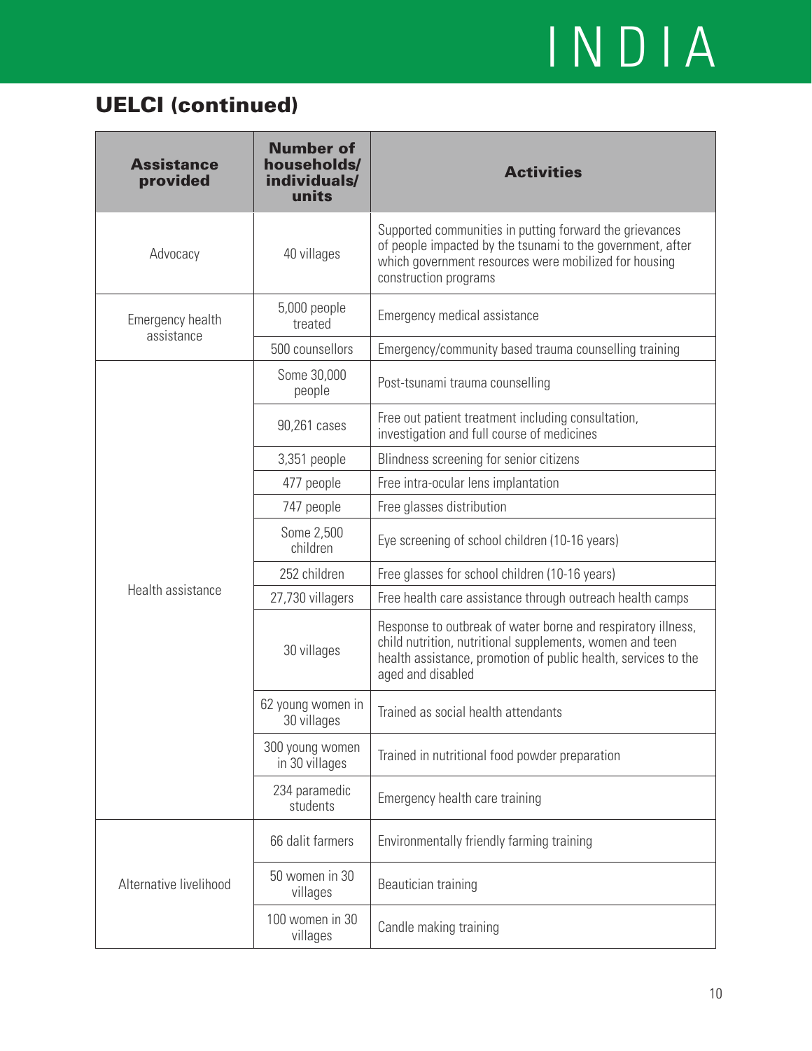## UELCI (continued)

| Assistance provided | Number of households/ individuals/ units | Activities |
|---|---|---|
| Advocacy | 40 villages | Supported communities in putting forward the grievances of people impacted by the tsunami to the government, after which government resources were mobilized for housing construction programs |
| Emergency health assistance | 5,000 people treated | Emergency medical assistance |
| | 500 counsellors | Emergency/community based trauma counselling training |
| Health assistance | Some 30,000 people | Post-tsunami trauma counselling |
| | 90,261 cases | Free out patient treatment including consultation, investigation and full course of medicines |
| | 3,351 people | Blindness screening for senior citizens |
| | 477 people | Free intra-ocular lens implantation |
| | 747 people | Free glasses distribution |
| | Some 2,500 children | Eye screening of school children (10-16 years) |
| | 252 children | Free glasses for school children (10-16 years) |
| | 27,730 villagers | Free health care assistance through outreach health camps |
| | 30 villages | Response to outbreak of water borne and respiratory illness, child nutrition, nutritional supplements, women and teen health assistance, promotion of public health, services to the aged and disabled |
| | 62 young women in 30 villages | Trained as social health attendants |
| | 300 young women in 30 villages | Trained in nutritional food powder preparation |
| | 234 paramedic students | Emergency health care training |
| Alternative livelihood | 66 dalit farmers | Environmentally friendly farming training |
| | 50 women in 30 villages | Beautician training |
| | 100 women in 30 villages | Candle making training |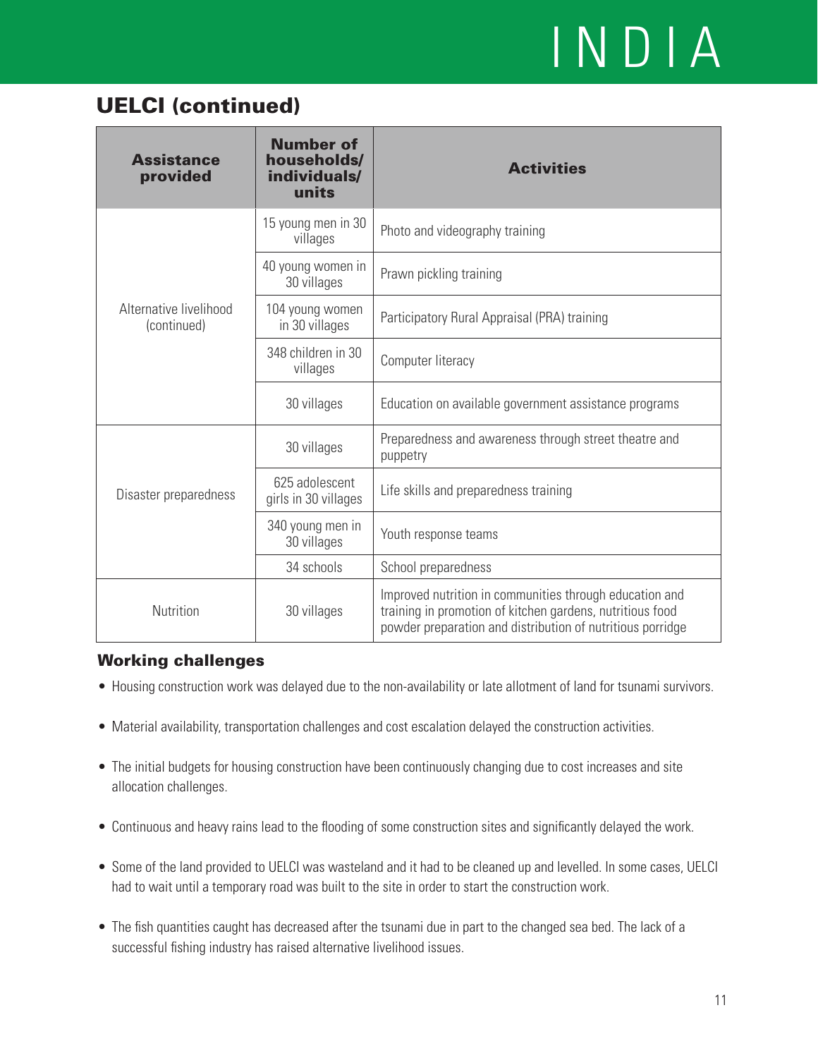# INDIA

## UELCI (continued)

| Assistance provided | Number of households/ individuals/ units | Activities |
|---|---|---|
| Alternative livelihood (continued) | 15 young men in 30 villages | Photo and videography training |
| | 40 young women in 30 villages | Prawn pickling training |
| | 104 young women in 30 villages | Participatory Rural Appraisal (PRA) training |
| | 348 children in 30 villages | Computer literacy |
| | 30 villages | Education on available government assistance programs |
| Disaster preparedness | 30 villages | Preparedness and awareness through street theatre and puppetry |
| | 625 adolescent girls in 30 villages | Life skills and preparedness training |
| | 340 young men in 30 villages | Youth response teams |
| | 34 schools | School preparedness |
| Nutrition | 30 villages | Improved nutrition in communities through education and training in promotion of kitchen gardens, nutritious food powder preparation and distribution of nutritious porridge |

### Working challenges

- Housing construction work was delayed due to the non-availability or late allotment of land for tsunami survivors.
- Material availability, transportation challenges and cost escalation delayed the construction activities.
- The initial budgets for housing construction have been continuously changing due to cost increases and site allocation challenges.
- Continuous and heavy rains lead to the flooding of some construction sites and significantly delayed the work.
- Some of the land provided to UELCI was wasteland and it had to be cleaned up and levelled. In some cases, UELCI had to wait until a temporary road was built to the site in order to start the construction work.
- The fish quantities caught has decreased after the tsunami due in part to the changed sea bed. The lack of a successful fishing industry has raised alternative livelihood issues.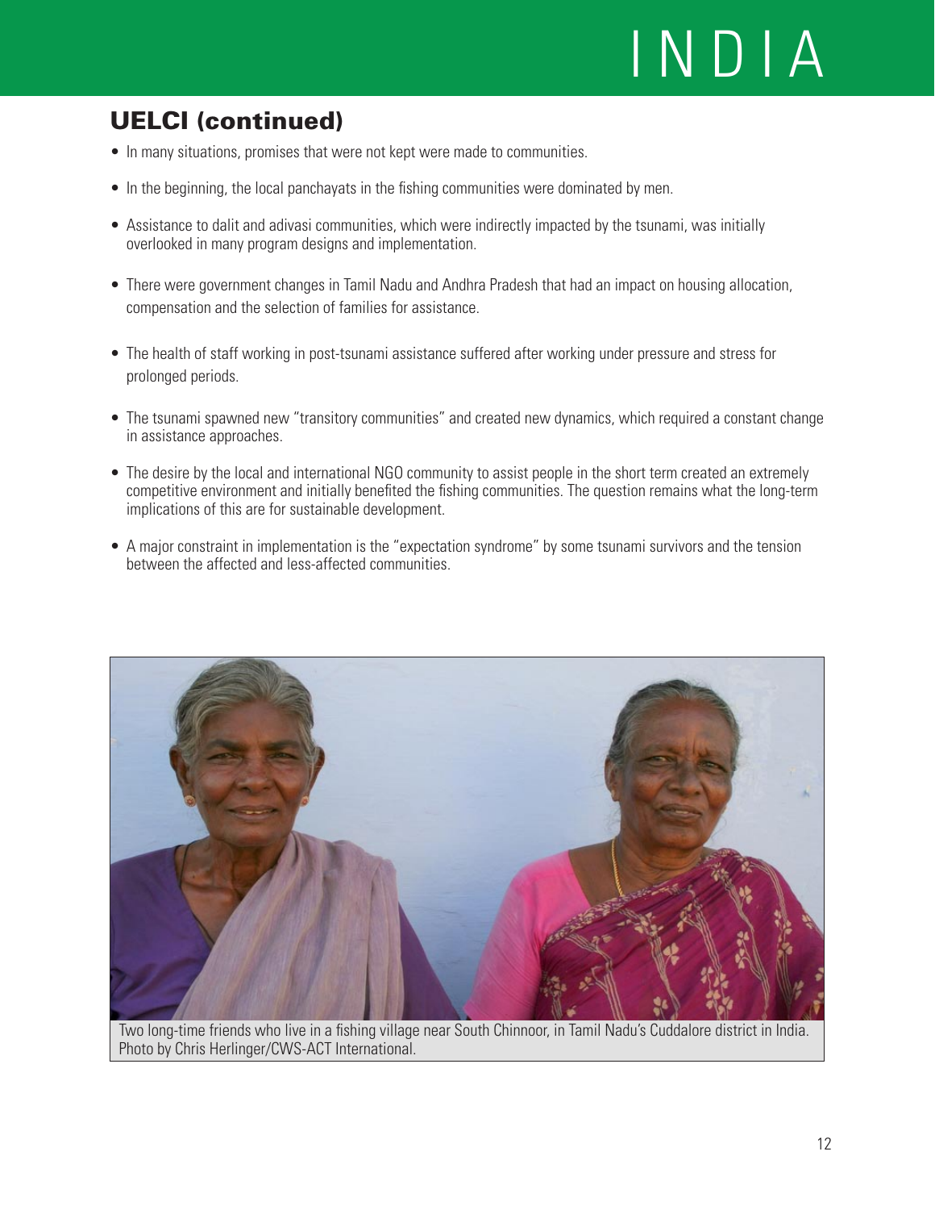## UELCI (continued)

- In many situations, promises that were not kept were made to communities.
- In the beginning, the local panchayats in the fishing communities were dominated by men.
- Assistance to dalit and adivasi communities, which were indirectly impacted by the tsunami, was initially overlooked in many program designs and implementation.
- There were government changes in Tamil Nadu and Andhra Pradesh that had an impact on housing allocation, compensation and the selection of families for assistance.
- The health of staff working in post-tsunami assistance suffered after working under pressure and stress for prolonged periods.
- The tsunami spawned new "transitory communities" and created new dynamics, which required a constant change in assistance approaches.
- The desire by the local and international NGO community to assist people in the short term created an extremely competitive environment and initially benefited the fishing communities. The question remains what the long-term implications of this are for sustainable development.
- A major constraint in implementation is the "expectation syndrome" by some tsunami survivors and the tension between the affected and less-affected communities.

Two long-time friends who live in a fishing village near South Chinnoor, in Tamil Nadu's Cuddalore district in India. Photo by Chris Herlinger/CWS-ACT International.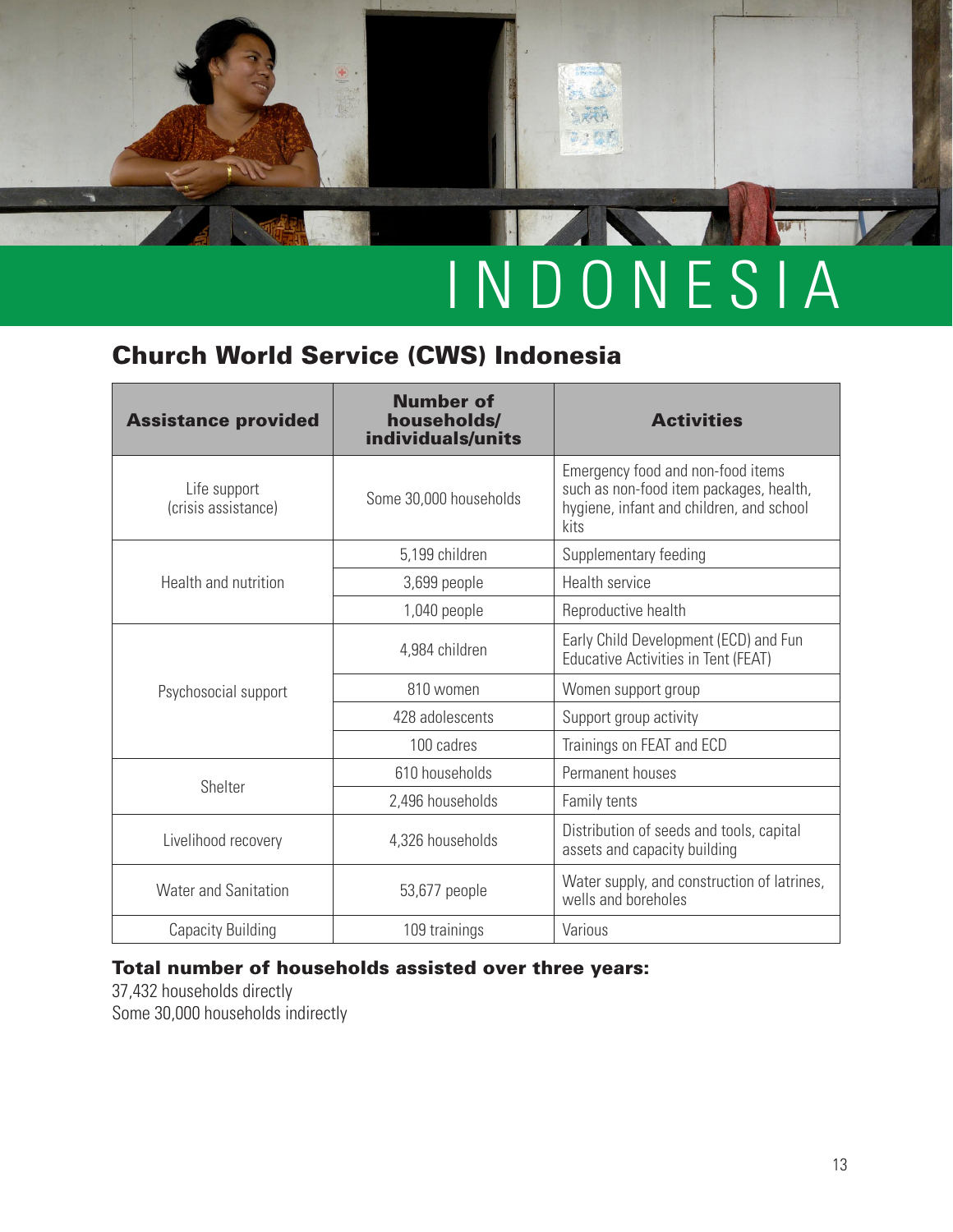# INDONESIA

## Church World Service (CWS) Indonesia

| Assistance provided | Number of households/ individuals/units | Activities |
|---|---|---|
| Life support (crisis assistance) | Some 30,000 households | Emergency food and non-food items such as non-food item packages, health, hygiene, infant and children, and school kits |
| Health and nutrition | 5,199 children | Supplementary feeding |
| | 3,699 people | Health service |
| | 1,040 people | Reproductive health |
| Psychosocial support | 4,984 children | Early Child Development (ECD) and Fun Educative Activities in Tent (FEAT) |
| | 810 women | Women support group |
| | 428 adolescents | Support group activity |
| | 100 cadres | Trainings on FEAT and ECD |
| Shelter | 610 households | Permanent houses |
| | 2,496 households | Family tents |
| Livelihood recovery | 4,326 households | Distribution of seeds and tools, capital assets and capacity building |
| Water and Sanitation | 53,677 people | Water supply, and construction of latrines, wells and boreholes |
| Capacity Building | 109 trainings | Various |

**Total number of households assisted over three years:**

37,432 households directly
Some 30,000 households indirectly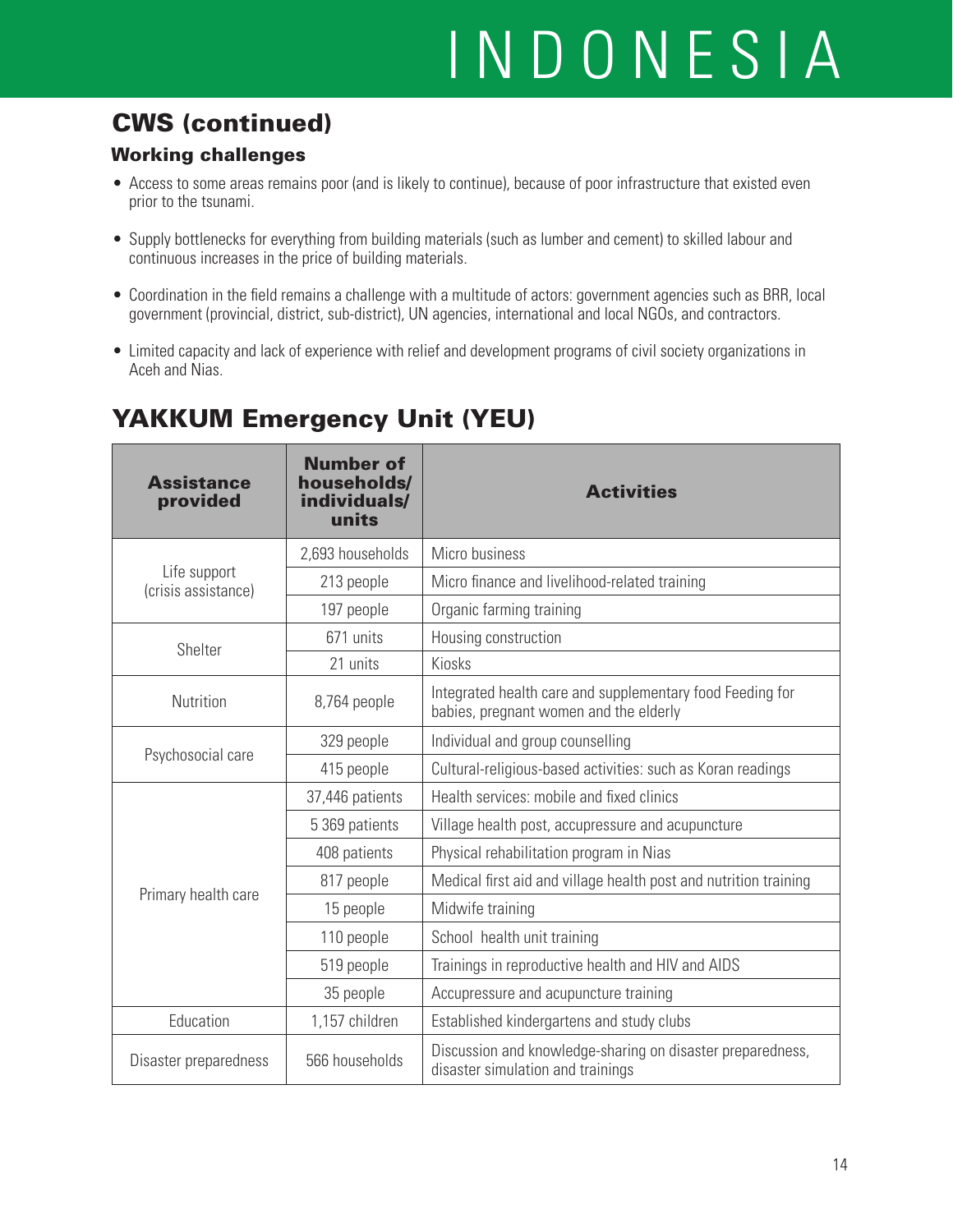# INDONESIA

## CWS (continued)

### Working challenges

- Access to some areas remains poor (and is likely to continue), because of poor infrastructure that existed even prior to the tsunami.
- Supply bottlenecks for everything from building materials (such as lumber and cement) to skilled labour and continuous increases in the price of building materials.
- Coordination in the field remains a challenge with a multitude of actors: government agencies such as BRR, local government (provincial, district, sub-district), UN agencies, international and local NGOs, and contractors.
- Limited capacity and lack of experience with relief and development programs of civil society organizations in Aceh and Nias.

## YAKKUM Emergency Unit (YEU)

| Assistance provided | Number of households/ individuals/ units | Activities |
|---|---|---|
| Life support (crisis assistance) | 2,693 households | Micro business |
| | 213 people | Micro finance and livelihood-related training |
| | 197 people | Organic farming training |
| Shelter | 671 units | Housing construction |
| | 21 units | Kiosks |
| Nutrition | 8,764 people | Integrated health care and supplementary food Feeding for babies, pregnant women and the elderly |
| Psychosocial care | 329 people | Individual and group counselling |
| | 415 people | Cultural-religious-based activities: such as Koran readings |
| Primary health care | 37,446 patients | Health services: mobile and fixed clinics |
| | 5 369 patients | Village health post, accupressure and acupuncture |
| | 408 patients | Physical rehabilitation program in Nias |
| | 817 people | Medical first aid and village health post and nutrition training |
| | 15 people | Midwife training |
| | 110 people | School health unit training |
| | 519 people | Trainings in reproductive health and HIV and AIDS |
| | 35 people | Accupressure and acupuncture training |
| Education | 1,157 children | Established kindergartens and study clubs |
| Disaster preparedness | 566 households | Discussion and knowledge-sharing on disaster preparedness, disaster simulation and trainings |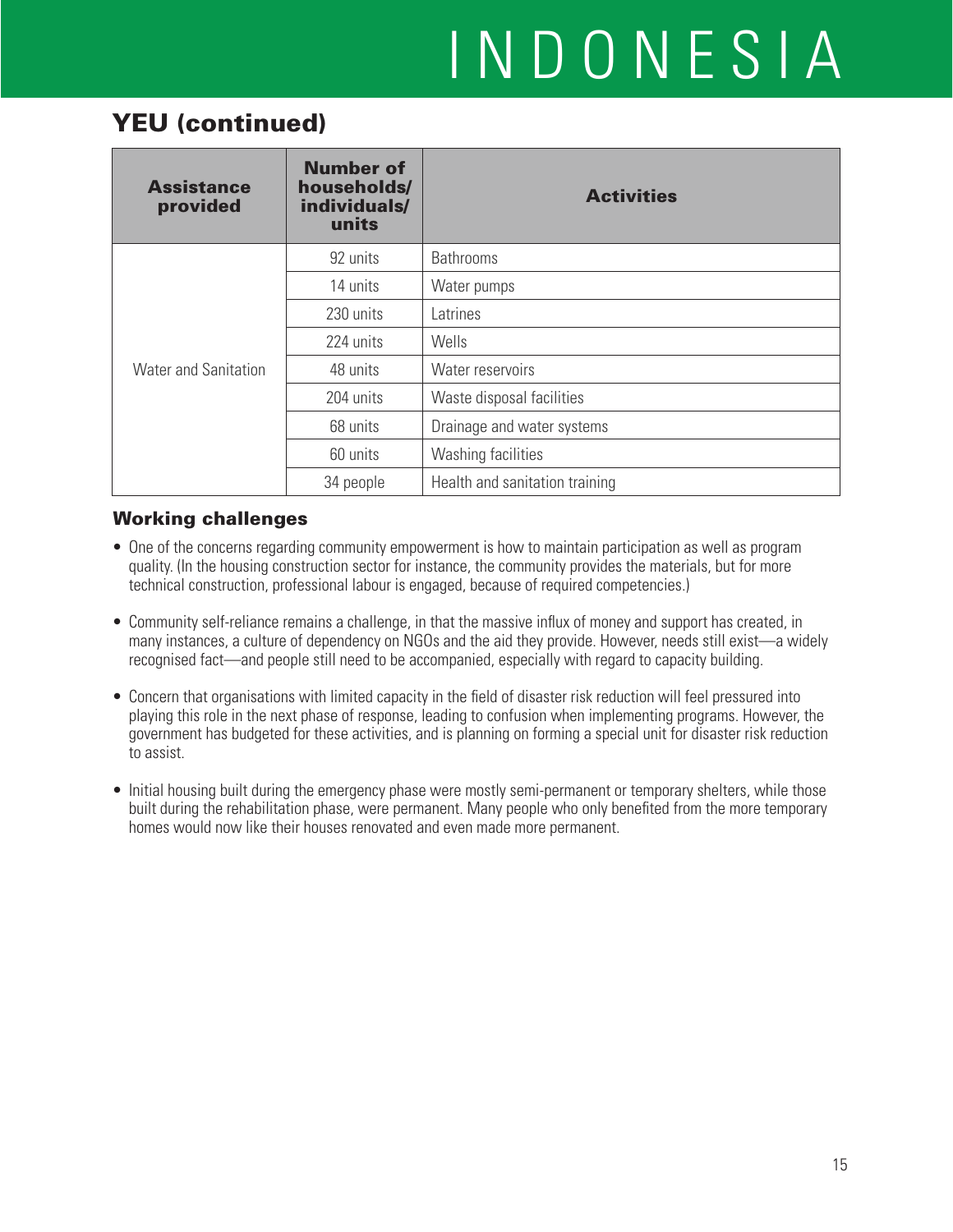## YEU (continued)

| Assistance provided | Number of households/ individuals/ units | Activities |
|---|---|---|
| Water and Sanitation | 92 units | Bathrooms |
| | 14 units | Water pumps |
| | 230 units | Latrines |
| | 224 units | Wells |
| | 48 units | Water reservoirs |
| | 204 units | Waste disposal facilities |
| | 68 units | Drainage and water systems |
| | 60 units | Washing facilities |
| | 34 people | Health and sanitation training |

### Working challenges

- One of the concerns regarding community empowerment is how to maintain participation as well as program quality. (In the housing construction sector for instance, the community provides the materials, but for more technical construction, professional labour is engaged, because of required competencies.)
- Community self-reliance remains a challenge, in that the massive influx of money and support has created, in many instances, a culture of dependency on NGOs and the aid they provide. However, needs still exist—a widely recognised fact—and people still need to be accompanied, especially with regard to capacity building.
- Concern that organisations with limited capacity in the field of disaster risk reduction will feel pressured into playing this role in the next phase of response, leading to confusion when implementing programs. However, the government has budgeted for these activities, and is planning on forming a special unit for disaster risk reduction to assist.
- Initial housing built during the emergency phase were mostly semi-permanent or temporary shelters, while those built during the rehabilitation phase, were permanent. Many people who only benefited from the more temporary homes would now like their houses renovated and even made more permanent.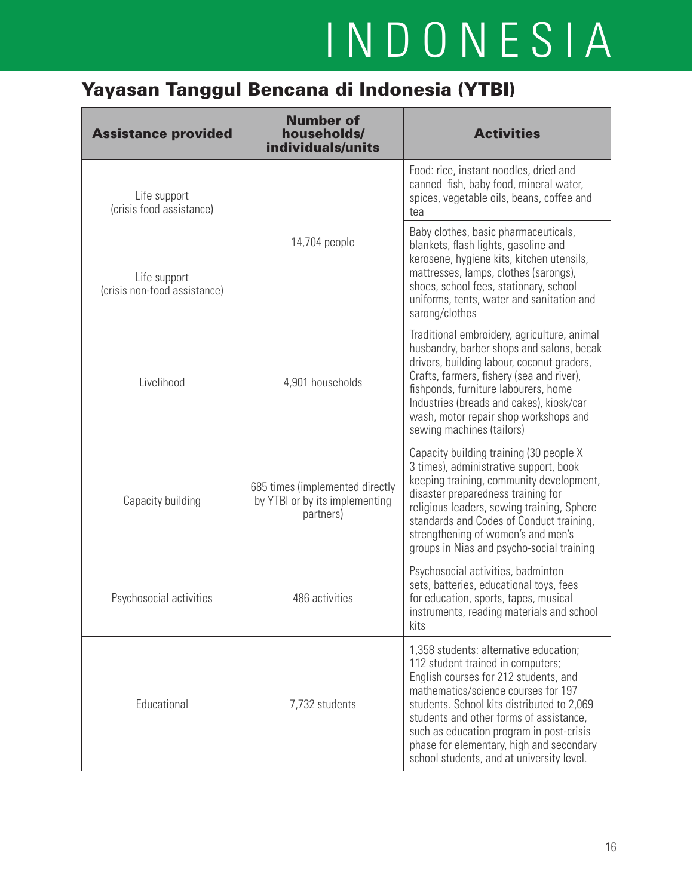# INDONESIA

## Yayasan Tanggul Bencana di Indonesia (YTBI)

| Assistance provided | Number of households/ individuals/units | Activities |
|---|---|---|
| Life support (crisis food assistance) | 14,704 people | Food: rice, instant noodles, dried and canned fish, baby food, mineral water, spices, vegetable oils, beans, coffee and tea |
| Life support (crisis non-food assistance) | | Baby clothes, basic pharmaceuticals, blankets, flash lights, gasoline and kerosene, hygiene kits, kitchen utensils, mattresses, lamps, clothes (sarongs), shoes, school fees, stationary, school uniforms, tents, water and sanitation and sarong/clothes |
| Livelihood | 4,901 households | Traditional embroidery, agriculture, animal husbandry, barber shops and salons, becak drivers, building labour, coconut graders, Crafts, farmers, fishery (sea and river), fishponds, furniture labourers, home Industries (breads and cakes), kiosk/car wash, motor repair shop workshops and sewing machines (tailors) |
| Capacity building | 685 times (implemented directly by YTBI or by its implementing partners) | Capacity building training (30 people X 3 times), administrative support, book keeping training, community development, disaster preparedness training for religious leaders, sewing training, Sphere standards and Codes of Conduct training, strengthening of women's and men's groups in Nias and psycho-social training |
| Psychosocial activities | 486 activities | Psychosocial activities, badminton sets, batteries, educational toys, fees for education, sports, tapes, musical instruments, reading materials and school kits |
| Educational | 7,732 students | 1,358 students: alternative education; 112 student trained in computers; English courses for 212 students, and mathematics/science courses for 197 students. School kits distributed to 2,069 students and other forms of assistance, such as education program in post-crisis phase for elementary, high and secondary school students, and at university level. |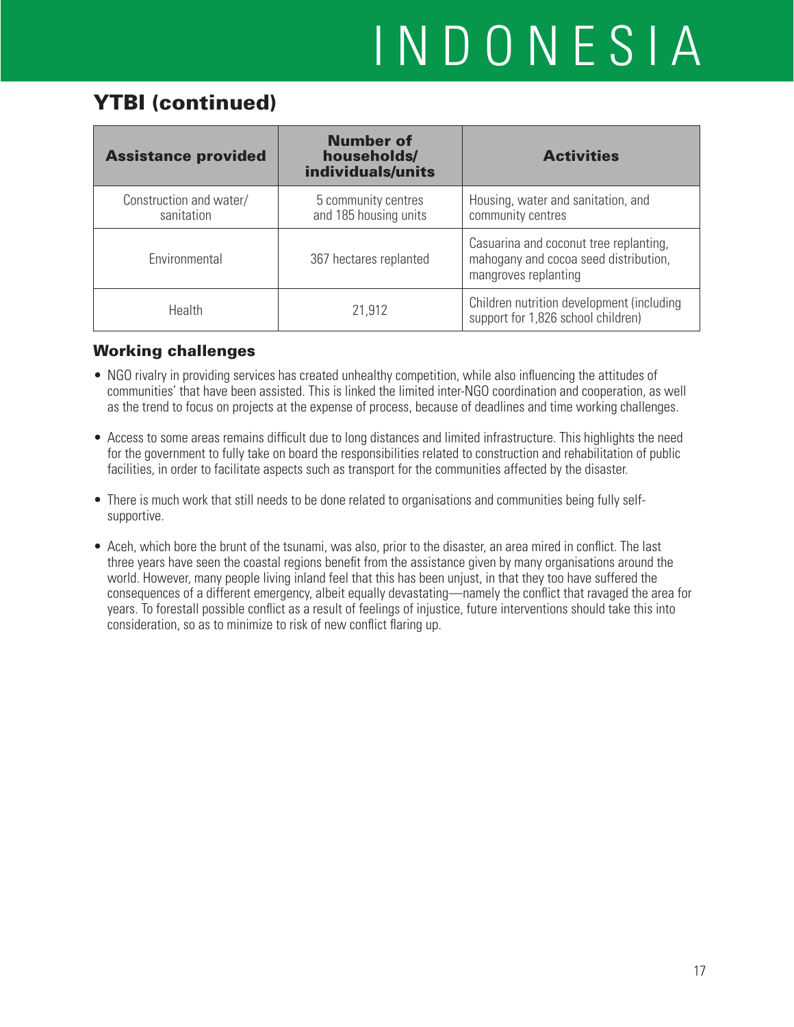## YTBI (continued)

| Assistance provided | Number of households/ individuals/units | Activities |
|---|---|---|
| Construction and water/ sanitation | 5 community centres and 185 housing units | Housing, water and sanitation, and community centres |
| Environmental | 367 hectares replanted | Casuarina and coconut tree replanting, mahogany and cocoa seed distribution, mangroves replanting |
| Health | 21,912 | Children nutrition development (including support for 1,826 school children) |

### Working challenges

- NGO rivalry in providing services has created unhealthy competition, while also influencing the attitudes of communities' that have been assisted. This is linked the limited inter-NGO coordination and cooperation, as well as the trend to focus on projects at the expense of process, because of deadlines and time working challenges.
- Access to some areas remains difficult due to long distances and limited infrastructure. This highlights the need for the government to fully take on board the responsibilities related to construction and rehabilitation of public facilities, in order to facilitate aspects such as transport for the communities affected by the disaster.
- There is much work that still needs to be done related to organisations and communities being fully self-supportive.
- Aceh, which bore the brunt of the tsunami, was also, prior to the disaster, an area mired in conflict. The last three years have seen the coastal regions benefit from the assistance given by many organisations around the world. However, many people living inland feel that this has been unjust, in that they too have suffered the consequences of a different emergency, albeit equally devastating—namely the conflict that ravaged the area for years. To forestall possible conflict as a result of feelings of injustice, future interventions should take this into consideration, so as to minimize to risk of new conflict flaring up.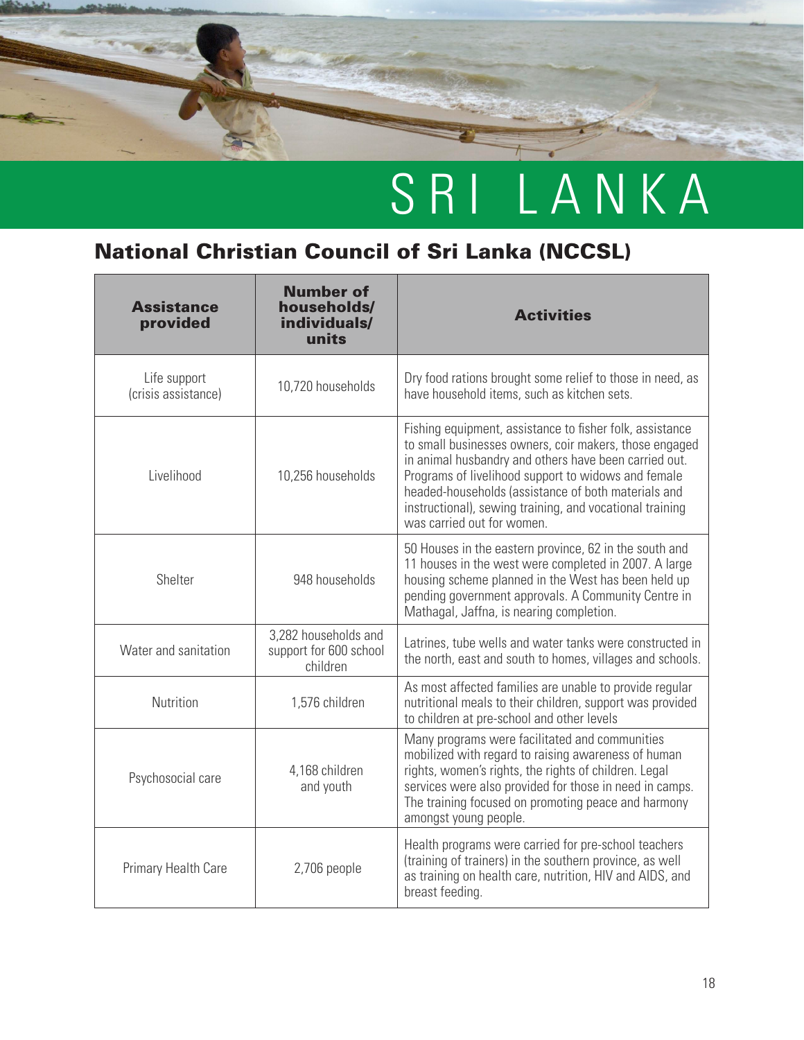# SRI LANKA

## National Christian Council of Sri Lanka (NCCSL)

| Assistance provided | Number of households/ individuals/ units | Activities |
|---|---|---|
| Life support (crisis assistance) | 10,720 households | Dry food rations brought some relief to those in need, as have household items, such as kitchen sets. |
| Livelihood | 10,256 households | Fishing equipment, assistance to fisher folk, assistance to small businesses owners, coir makers, those engaged in animal husbandry and others have been carried out. Programs of livelihood support to widows and female headed-households (assistance of both materials and instructional), sewing training, and vocational training was carried out for women. |
| Shelter | 948 households | 50 Houses in the eastern province, 62 in the south and 11 houses in the west were completed in 2007. A large housing scheme planned in the West has been held up pending government approvals. A Community Centre in Mathagal, Jaffna, is nearing completion. |
| Water and sanitation | 3,282 households and support for 600 school children | Latrines, tube wells and water tanks were constructed in the north, east and south to homes, villages and schools. |
| Nutrition | 1,576 children | As most affected families are unable to provide regular nutritional meals to their children, support was provided to children at pre-school and other levels |
| Psychosocial care | 4,168 children and youth | Many programs were facilitated and communities mobilized with regard to raising awareness of human rights, women's rights, the rights of children. Legal services were also provided for those in need in camps. The training focused on promoting peace and harmony amongst young people. |
| Primary Health Care | 2,706 people | Health programs were carried for pre-school teachers (training of trainers) in the southern province, as well as training on health care, nutrition, HIV and AIDS, and breast feeding. |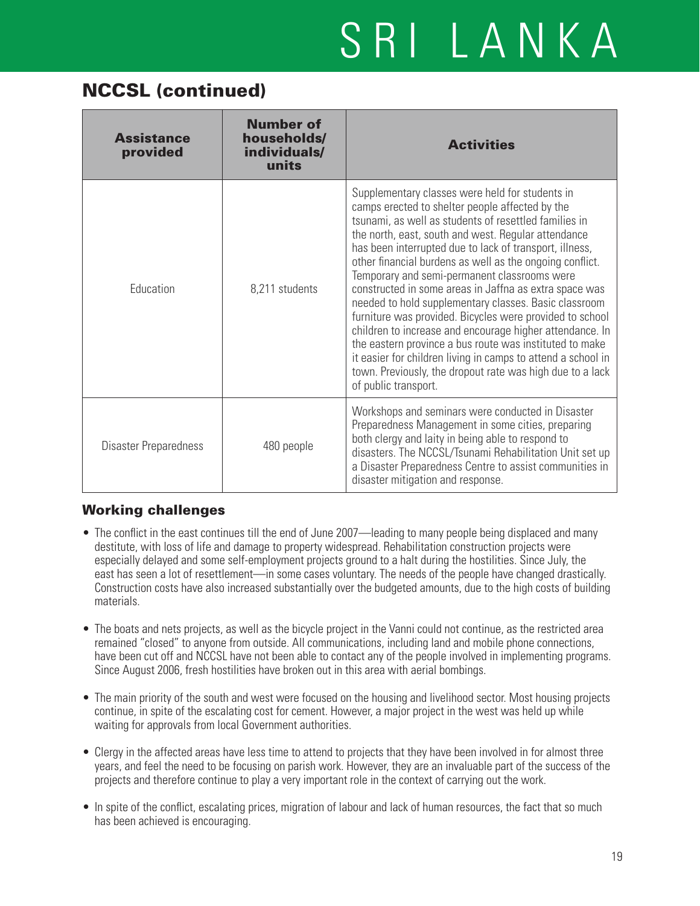## NCCSL (continued)

| Assistance provided | Number of households/ individuals/ units | Activities |
|---|---|---|
| Education | 8,211 students | Supplementary classes were held for students in camps erected to shelter people affected by the tsunami, as well as students of resettled families in the north, east, south and west. Regular attendance has been interrupted due to lack of transport, illness, other financial burdens as well as the ongoing conflict. Temporary and semi-permanent classrooms were constructed in some areas in Jaffna as extra space was needed to hold supplementary classes. Basic classroom furniture was provided. Bicycles were provided to school children to increase and encourage higher attendance. In the eastern province a bus route was instituted to make it easier for children living in camps to attend a school in town. Previously, the dropout rate was high due to a lack of public transport. |
| Disaster Preparedness | 480 people | Workshops and seminars were conducted in Disaster Preparedness Management in some cities, preparing both clergy and laity in being able to respond to disasters. The NCCSL/Tsunami Rehabilitation Unit set up a Disaster Preparedness Centre to assist communities in disaster mitigation and response. |

### Working challenges

- The conflict in the east continues till the end of June 2007—leading to many people being displaced and many destitute, with loss of life and damage to property widespread. Rehabilitation construction projects were especially delayed and some self-employment projects ground to a halt during the hostilities. Since July, the east has seen a lot of resettlement—in some cases voluntary. The needs of the people have changed drastically. Construction costs have also increased substantially over the budgeted amounts, due to the high costs of building materials.
- The boats and nets projects, as well as the bicycle project in the Vanni could not continue, as the restricted area remained "closed" to anyone from outside. All communications, including land and mobile phone connections, have been cut off and NCCSL have not been able to contact any of the people involved in implementing programs. Since August 2006, fresh hostilities have broken out in this area with aerial bombings.
- The main priority of the south and west were focused on the housing and livelihood sector. Most housing projects continue, in spite of the escalating cost for cement. However, a major project in the west was held up while waiting for approvals from local Government authorities.
- Clergy in the affected areas have less time to attend to projects that they have been involved in for almost three years, and feel the need to be focusing on parish work. However, they are an invaluable part of the success of the projects and therefore continue to play a very important role in the context of carrying out the work.
- In spite of the conflict, escalating prices, migration of labour and lack of human resources, the fact that so much has been achieved is encouraging.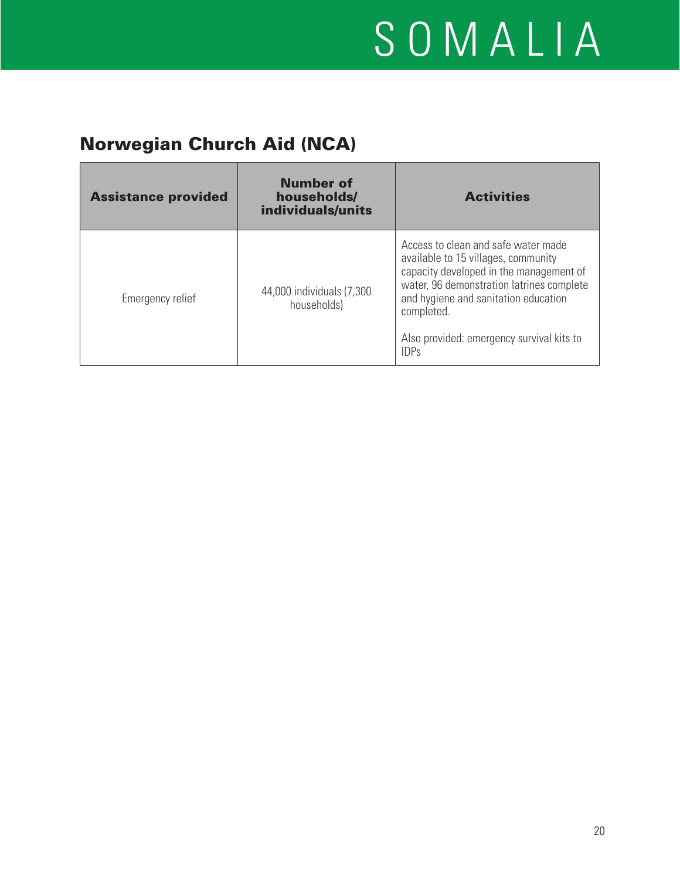# SOMALIA

## Norwegian Church Aid (NCA)

| Assistance provided | Number of households/ individuals/units | Activities |
|---|---|---|
| Emergency relief | 44,000 individuals (7,300 households) | Access to clean and safe water made available to 15 villages, community capacity developed in the management of water, 96 demonstration latrines complete and hygiene and sanitation education completed.<br><br>Also provided: emergency survival kits to IDPs |